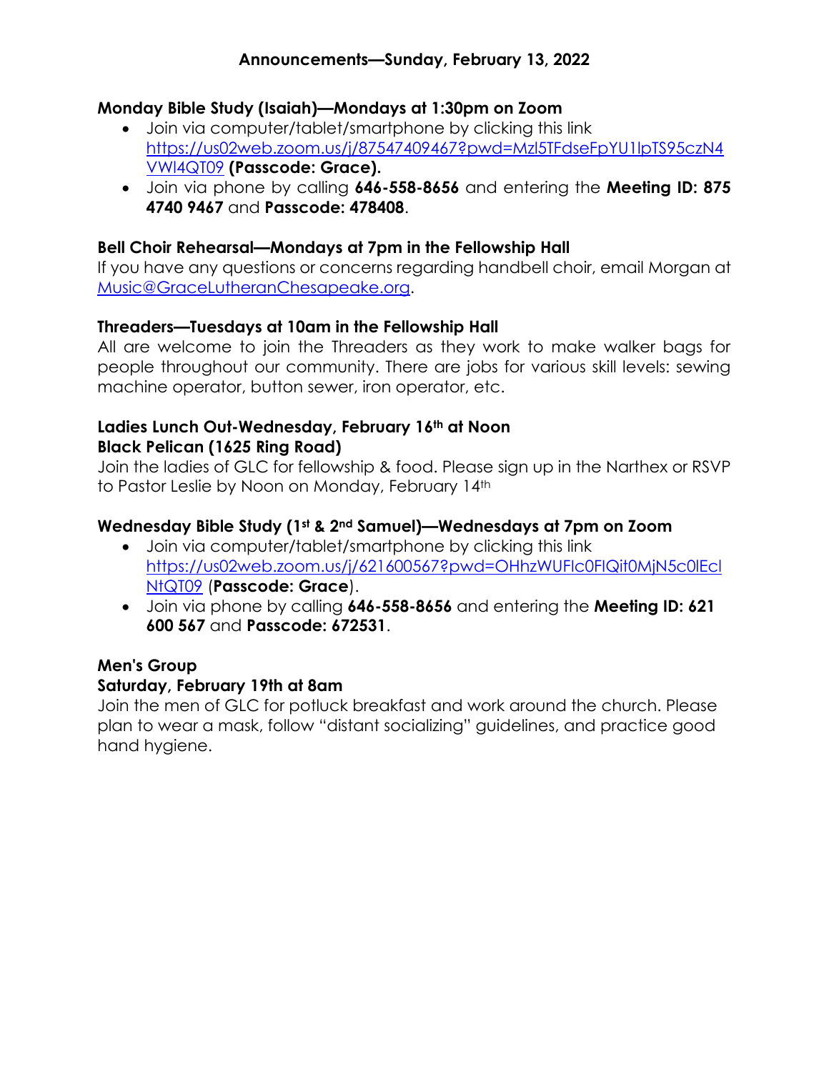# Announcements—Sunday, February 13, 2022

### Monday Bible Study (Isaiah)—Mondays at 1:30pm on Zoom

- Join via computer/tablet/smartphone by clicking this link https://us02web.zoom.us/j/87547409467?pwd=Mzl5TFdseFpYU1lpTS95czN4VWl4QT09 **(Passcode: Grace).**
- Join via phone by calling **646-558-8656** and entering the **Meeting ID: 875 4740 9467** and **Passcode: 478408**.

### Bell Choir Rehearsal—Mondays at 7pm in the Fellowship Hall

If you have any questions or concerns regarding handbell choir, email Morgan at Music@GraceLutheranChesapeake.org.

### Threaders—Tuesdays at 10am in the Fellowship Hall

All are welcome to join the Threaders as they work to make walker bags for people throughout our community. There are jobs for various skill levels: sewing machine operator, button sewer, iron operator, etc.

### Ladies Lunch Out-Wednesday, February 16th at Noon
### Black Pelican (1625 Ring Road)

Join the ladies of GLC for fellowship & food. Please sign up in the Narthex or RSVP to Pastor Leslie by Noon on Monday, February 14th

### Wednesday Bible Study (1st & 2nd Samuel)—Wednesdays at 7pm on Zoom

- Join via computer/tablet/smartphone by clicking this link https://us02web.zoom.us/j/621600567?pwd=OHhzWUFlc0FIQit0MjN5c0lEclNtQT09 (**Passcode: Grace**).
- Join via phone by calling **646-558-8656** and entering the **Meeting ID: 621 600 567** and **Passcode: 672531**.

### Men's Group
### Saturday, February 19th at 8am

Join the men of GLC for potluck breakfast and work around the church. Please plan to wear a mask, follow "distant socializing" guidelines, and practice good hand hygiene.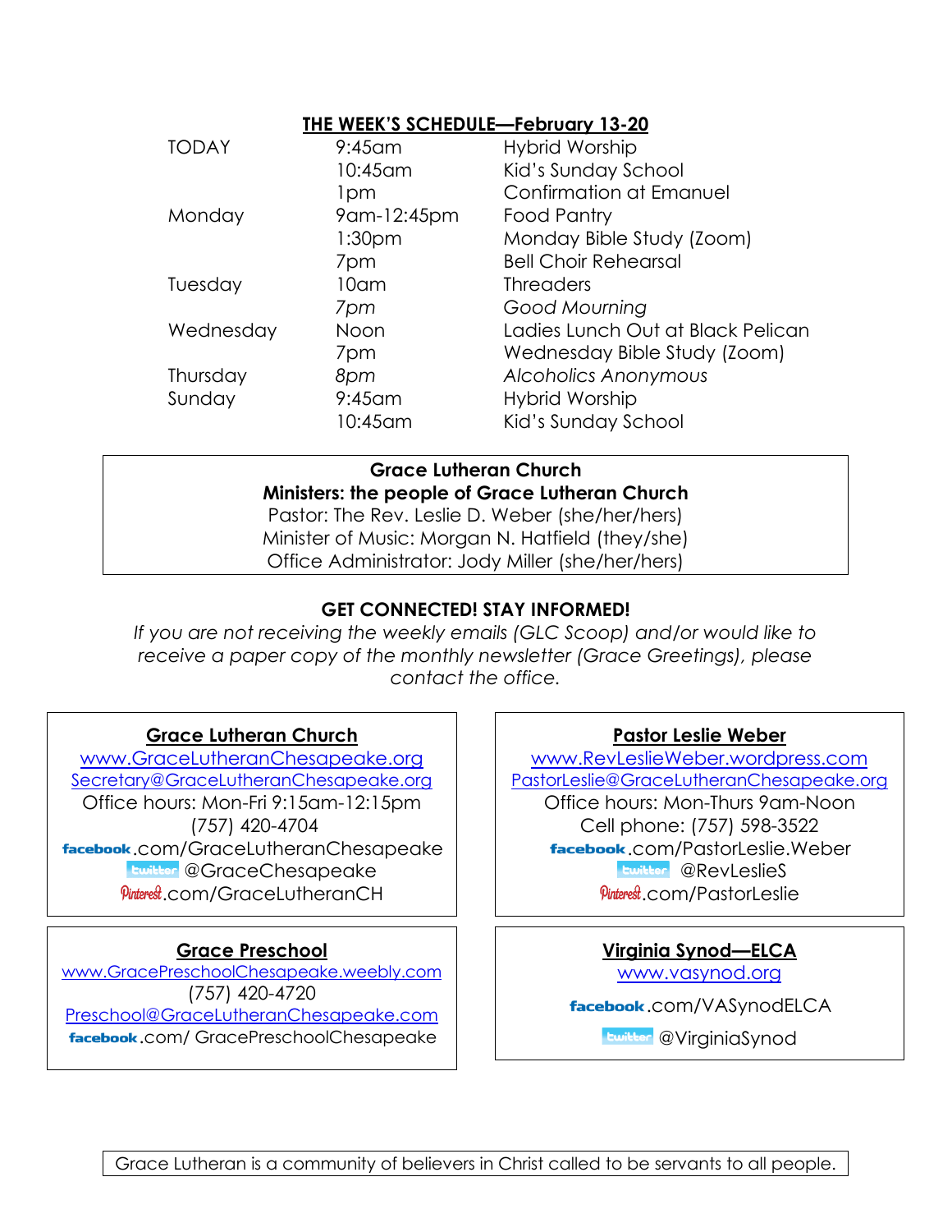## THE WEEK'S SCHEDULE—February 13-20

| | | |
|---|---|---|
| TODAY | 9:45am | Hybrid Worship |
| | 10:45am | Kid's Sunday School |
| | 1pm | Confirmation at Emanuel |
| Monday | 9am-12:45pm | Food Pantry |
| | 1:30pm | Monday Bible Study (Zoom) |
| | 7pm | Bell Choir Rehearsal |
| Tuesday | 10am | Threaders |
| | *7pm* | *Good Mourning* |
| Wednesday | Noon | Ladies Lunch Out at Black Pelican |
| | 7pm | Wednesday Bible Study (Zoom) |
| Thursday | *8pm* | *Alcoholics Anonymous* |
| Sunday | 9:45am | Hybrid Worship |
| | 10:45am | Kid's Sunday School |

**Grace Lutheran Church**
**Ministers: the people of Grace Lutheran Church**
Pastor: The Rev. Leslie D. Weber (she/her/hers)
Minister of Music: Morgan N. Hatfield (they/she)
Office Administrator: Jody Miller (she/her/hers)

**GET CONNECTED! STAY INFORMED!**

*If you are not receiving the weekly emails (GLC Scoop) and/or would like to receive a paper copy of the monthly newsletter (Grace Greetings), please contact the office.*

**Grace Lutheran Church**
www.GraceLutheranChesapeake.org
Secretary@GraceLutheranChesapeake.org
Office hours: Mon-Fri 9:15am-12:15pm
(757) 420-4704
facebook.com/GraceLutheranChesapeake
twitter @GraceChesapeake
Pinterest.com/GraceLutheranCH

**Pastor Leslie Weber**
www.RevLeslieWeber.wordpress.com
PastorLeslie@GraceLutheranChesapeake.org
Office hours: Mon-Thurs 9am-Noon
Cell phone: (757) 598-3522
facebook.com/PastorLeslie.Weber
twitter @RevLeslieS
Pinterest.com/PastorLeslie

**Grace Preschool**
www.GracePreschoolChesapeake.weebly.com
(757) 420-4720
Preschool@GraceLutheranChesapeake.com
facebook.com/ GracePreschoolChesapeake

**Virginia Synod—ELCA**
www.vasynod.org
facebook.com/VASynodELCA
twitter @VirginiaSynod

Grace Lutheran is a community of believers in Christ called to be servants to all people.